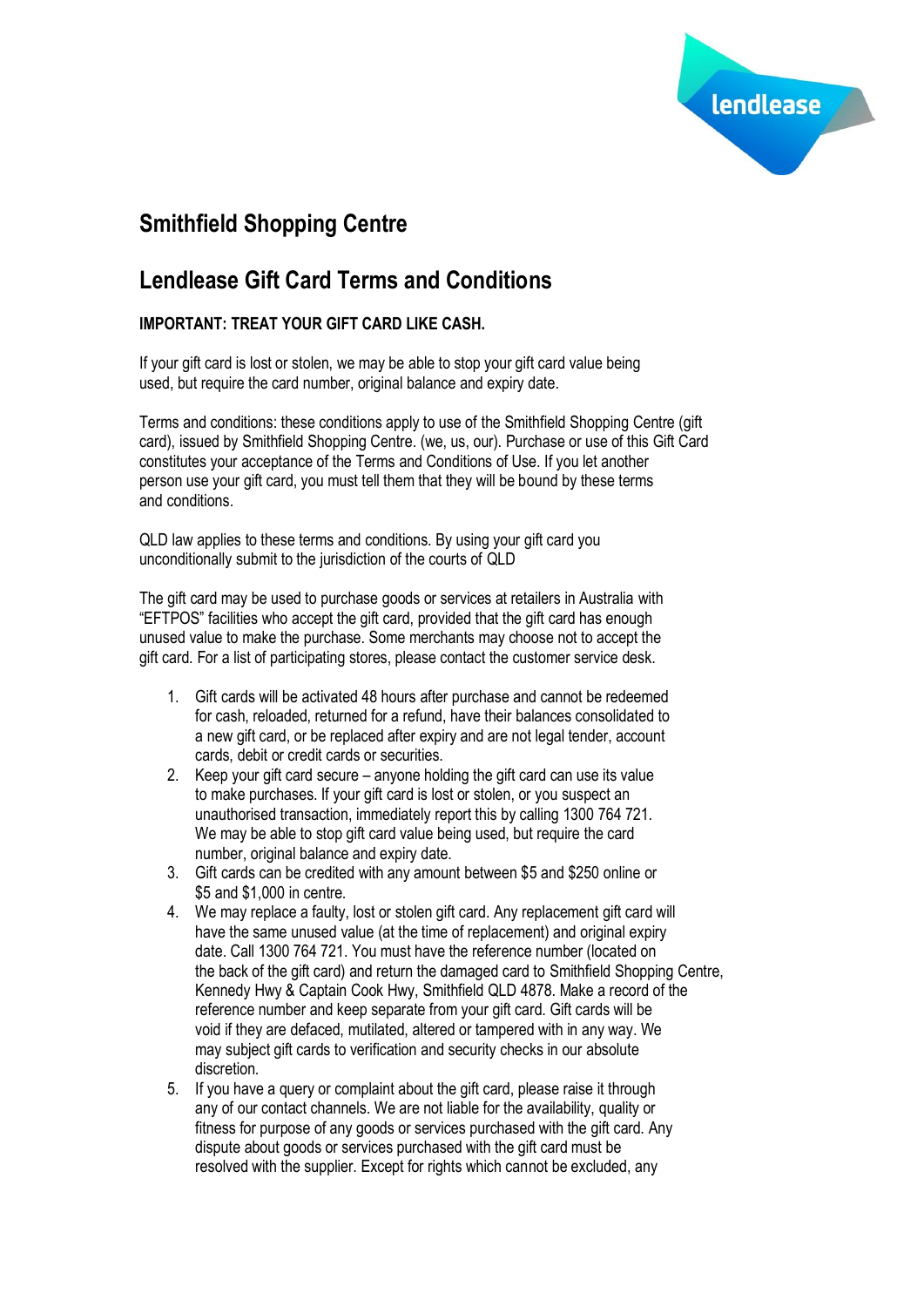# Smithfield Shopping Centre

## Lendlease Gift Card Terms and Conditions

**IMPORTANT: TREAT YOUR GIFT CARD LIKE CASH.**

If your gift card is lost or stolen, we may be able to stop your gift card value being used, but require the card number, original balance and expiry date.

Terms and conditions: these conditions apply to use of the Smithfield Shopping Centre (gift card), issued by Smithfield Shopping Centre. (we, us, our). Purchase or use of this Gift Card constitutes your acceptance of the Terms and Conditions of Use. If you let another person use your gift card, you must tell them that they will be bound by these terms and conditions.

QLD law applies to these terms and conditions. By using your gift card you unconditionally submit to the jurisdiction of the courts of QLD

The gift card may be used to purchase goods or services at retailers in Australia with "EFTPOS" facilities who accept the gift card, provided that the gift card has enough unused value to make the purchase. Some merchants may choose not to accept the gift card. For a list of participating stores, please contact the customer service desk.

1. Gift cards will be activated 48 hours after purchase and cannot be redeemed for cash, reloaded, returned for a refund, have their balances consolidated to a new gift card, or be replaced after expiry and are not legal tender, account cards, debit or credit cards or securities.
2. Keep your gift card secure – anyone holding the gift card can use its value to make purchases. If your gift card is lost or stolen, or you suspect an unauthorised transaction, immediately report this by calling 1300 764 721. We may be able to stop gift card value being used, but require the card number, original balance and expiry date.
3. Gift cards can be credited with any amount between $5 and $250 online or $5 and $1,000 in centre.
4. We may replace a faulty, lost or stolen gift card. Any replacement gift card will have the same unused value (at the time of replacement) and original expiry date. Call 1300 764 721. You must have the reference number (located on the back of the gift card) and return the damaged card to Smithfield Shopping Centre, Kennedy Hwy & Captain Cook Hwy, Smithfield QLD 4878. Make a record of the reference number and keep separate from your gift card. Gift cards will be void if they are defaced, mutilated, altered or tampered with in any way. We may subject gift cards to verification and security checks in our absolute discretion.
5. If you have a query or complaint about the gift card, please raise it through any of our contact channels. We are not liable for the availability, quality or fitness for purpose of any goods or services purchased with the gift card. Any dispute about goods or services purchased with the gift card must be resolved with the supplier. Except for rights which cannot be excluded, any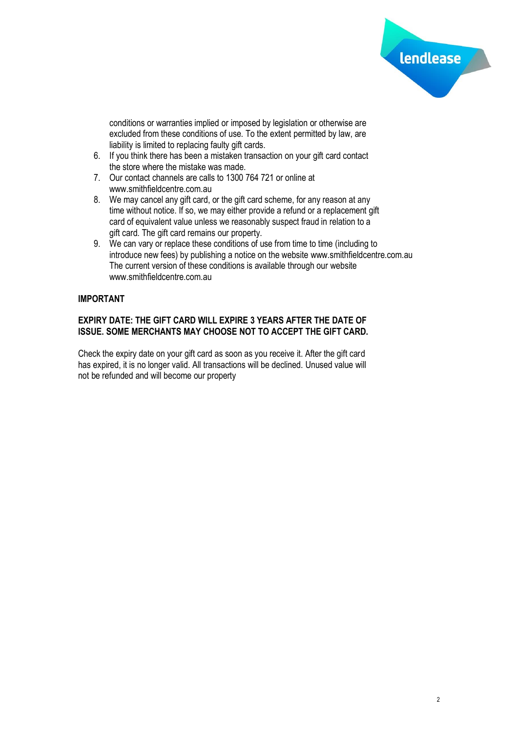conditions or warranties implied or imposed by legislation or otherwise are excluded from these conditions of use. To the extent permitted by law, are liability is limited to replacing faulty gift cards.

6. If you think there has been a mistaken transaction on your gift card contact the store where the mistake was made.
7. Our contact channels are calls to 1300 764 721 or online at www.smithfieldcentre.com.au
8. We may cancel any gift card, or the gift card scheme, for any reason at any time without notice. If so, we may either provide a refund or a replacement gift card of equivalent value unless we reasonably suspect fraud in relation to a gift card. The gift card remains our property.
9. We can vary or replace these conditions of use from time to time (including to introduce new fees) by publishing a notice on the website www.smithfieldcentre.com.au The current version of these conditions is available through our website www.smithfieldcentre.com.au

**IMPORTANT**

**EXPIRY DATE: THE GIFT CARD WILL EXPIRE 3 YEARS AFTER THE DATE OF ISSUE. SOME MERCHANTS MAY CHOOSE NOT TO ACCEPT THE GIFT CARD.**

Check the expiry date on your gift card as soon as you receive it. After the gift card has expired, it is no longer valid. All transactions will be declined. Unused value will not be refunded and will become our property